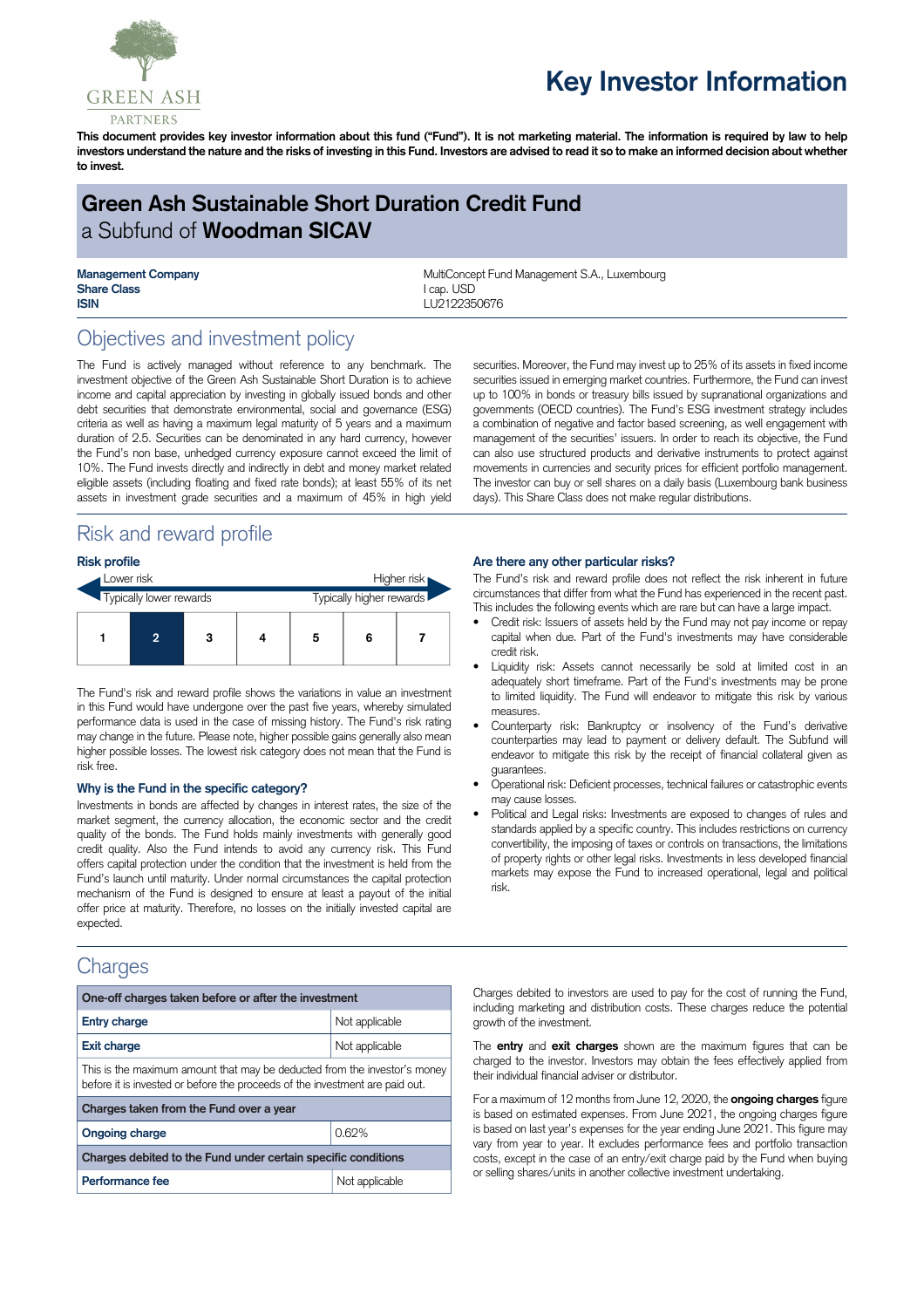GREEN ASH PARTNERS

# Key Investor Information

**This document provides key investor information about this fund ("Fund"). It is not marketing material. The information is required by law to help investors understand the nature and the risks of investing in this Fund. Investors are advised to read it so to make an informed decision about whether to invest.**

## Green Ash Sustainable Short Duration Credit Fund
a Subfund of **Woodman SICAV**

| | |
|---|---|
| **Management Company** | MultiConcept Fund Management S.A., Luxembourg |
| **Share Class** | I cap. USD |
| **ISIN** | LU2122350676 |

## Objectives and investment policy

The Fund is actively managed without reference to any benchmark. The investment objective of the Green Ash Sustainable Short Duration is to achieve income and capital appreciation by investing in globally issued bonds and other debt securities that demonstrate environmental, social and governance (ESG) criteria as well as having a maximum legal maturity of 5 years and a maximum duration of 2.5. Securities can be denominated in any hard currency, however the Fund's non base, unhedged currency exposure cannot exceed the limit of 10%. The Fund invests directly and indirectly in debt and money market related eligible assets (including floating and fixed rate bonds); at least 55% of its net assets in investment grade securities and a maximum of 45% in high yield securities. Moreover, the Fund may invest up to 25% of its assets in fixed income securities issued in emerging market countries. Furthermore, the Fund can invest up to 100% in bonds or treasury bills issued by supranational organizations and governments (OECD countries). The Fund's ESG investment strategy includes a combination of negative and factor based screening, as well engagement with management of the securities' issuers. In order to reach its objective, the Fund can also use structured products and derivative instruments to protect against movements in currencies and security prices for efficient portfolio management. The investor can buy or sell shares on a daily basis (Luxembourg bank business days). This Share Class does not make regular distributions.

## Risk and reward profile

### Risk profile

Lower risk — Higher risk

Typically lower rewards — Typically higher rewards

| 1 | **2** | 3 | 4 | 5 | 6 | 7 |
|---|---|---|---|---|---|---|

The Fund's risk and reward profile shows the variations in value an investment in this Fund would have undergone over the past five years, whereby simulated performance data is used in the case of missing history. The Fund's risk rating may change in the future. Please note, higher possible gains generally also mean higher possible losses. The lowest risk category does not mean that the Fund is risk free.

### Why is the Fund in the specific category?

Investments in bonds are affected by changes in interest rates, the size of the market segment, the currency allocation, the economic sector and the credit quality of the bonds. The Fund holds mainly investments with generally good credit quality. Also the Fund intends to avoid any currency risk. This Fund offers capital protection under the condition that the investment is held from the Fund's launch until maturity. Under normal circumstances the capital protection mechanism of the Fund is designed to ensure at least a payout of the initial offer price at maturity. Therefore, no losses on the initially invested capital are expected.

### Are there any other particular risks?

The Fund's risk and reward profile does not reflect the risk inherent in future circumstances that differ from what the Fund has experienced in the recent past. This includes the following events which are rare but can have a large impact.

- Credit risk: Issuers of assets held by the Fund may not pay income or repay capital when due. Part of the Fund's investments may have considerable credit risk.
- Liquidity risk: Assets cannot necessarily be sold at limited cost in an adequately short timeframe. Part of the Fund's investments may be prone to limited liquidity. The Fund will endeavor to mitigate this risk by various measures.
- Counterparty risk: Bankruptcy or insolvency of the Fund's derivative counterparties may lead to payment or delivery default. The Subfund will endeavor to mitigate this risk by the receipt of financial collateral given as guarantees.
- Operational risk: Deficient processes, technical failures or catastrophic events may cause losses.
- Political and Legal risks: Investments are exposed to changes of rules and standards applied by a specific country. This includes restrictions on currency convertibility, the imposing of taxes or controls on transactions, the limitations of property rights or other legal risks. Investments in less developed financial markets may expose the Fund to increased operational, legal and political risk.

## Charges

| **One-off charges taken before or after the investment** | |
|---|---|
| **Entry charge** | Not applicable |
| **Exit charge** | Not applicable |
| This is the maximum amount that may be deducted from the investor's money before it is invested or before the proceeds of the investment are paid out. | |
| **Charges taken from the Fund over a year** | |
| **Ongoing charge** | 0.62% |
| **Charges debited to the Fund under certain specific conditions** | |
| **Performance fee** | Not applicable |

Charges debited to investors are used to pay for the cost of running the Fund, including marketing and distribution costs. These charges reduce the potential growth of the investment.

The **entry** and **exit charges** shown are the maximum figures that can be charged to the investor. Investors may obtain the fees effectively applied from their individual financial adviser or distributor.

For a maximum of 12 months from June 12, 2020, the **ongoing charges** figure is based on estimated expenses. From June 2021, the ongoing charges figure is based on last year's expenses for the year ending June 2021. This figure may vary from year to year. It excludes performance fees and portfolio transaction costs, except in the case of an entry/exit charge paid by the Fund when buying or selling shares/units in another collective investment undertaking.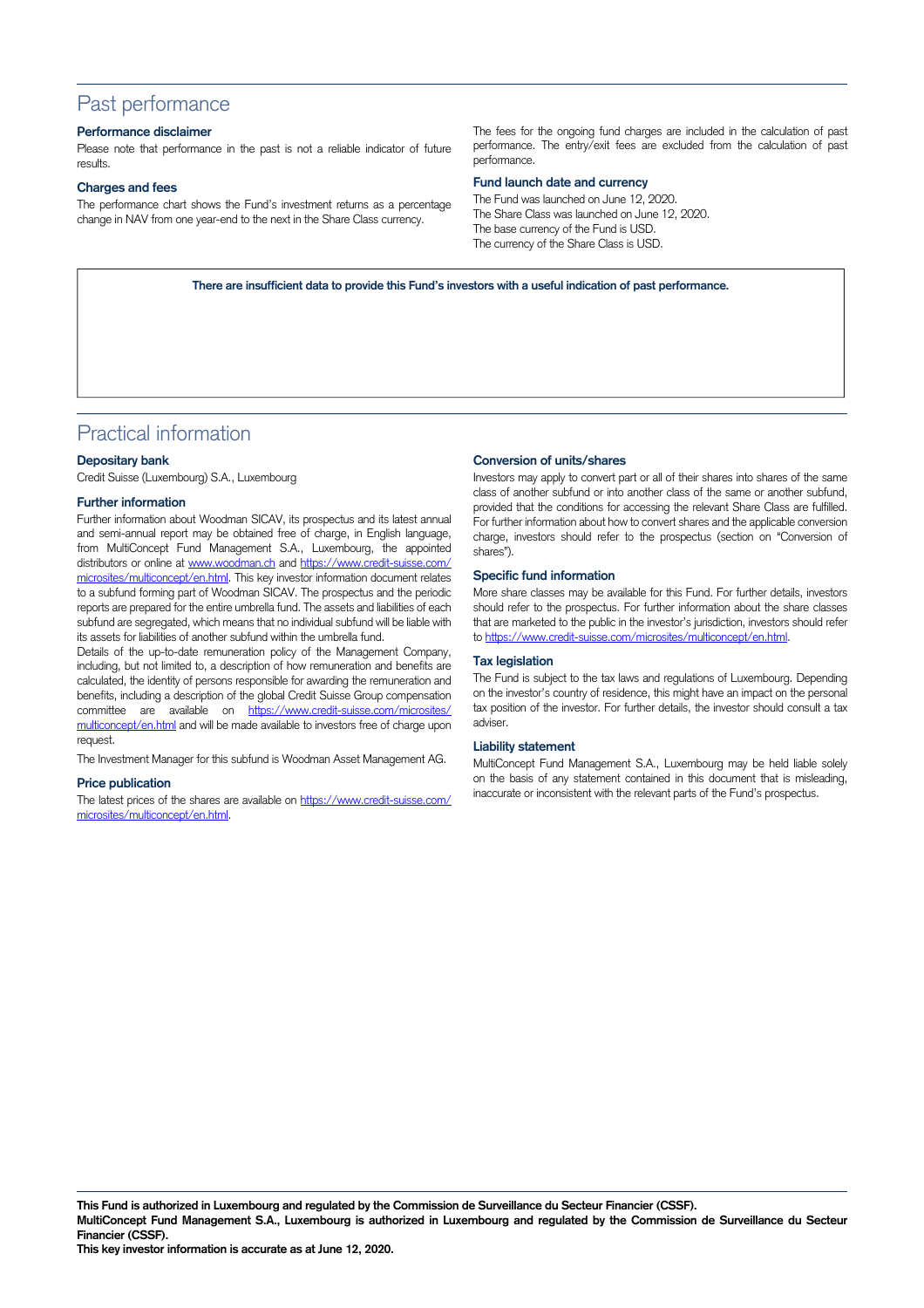# Past performance

### Performance disclaimer

Please note that performance in the past is not a reliable indicator of future results.

### Charges and fees

The performance chart shows the Fund's investment returns as a percentage change in NAV from one year-end to the next in the Share Class currency.

The fees for the ongoing fund charges are included in the calculation of past performance. The entry/exit fees are excluded from the calculation of past performance.

### Fund launch date and currency

The Fund was launched on June 12, 2020.
The Share Class was launched on June 12, 2020.
The base currency of the Fund is USD.
The currency of the Share Class is USD.

**There are insufficient data to provide this Fund's investors with a useful indication of past performance.**

# Practical information

### Depositary bank

Credit Suisse (Luxembourg) S.A., Luxembourg

### Further information

Further information about Woodman SICAV, its prospectus and its latest annual and semi-annual report may be obtained free of charge, in English language, from MultiConcept Fund Management S.A., Luxembourg, the appointed distributors or online at www.woodman.ch and https://www.credit-suisse.com/microsites/multiconcept/en.html. This key investor information document relates to a subfund forming part of Woodman SICAV. The prospectus and the periodic reports are prepared for the entire umbrella fund. The assets and liabilities of each subfund are segregated, which means that no individual subfund will be liable with its assets for liabilities of another subfund within the umbrella fund.
Details of the up-to-date remuneration policy of the Management Company, including, but not limited to, a description of how remuneration and benefits are calculated, the identity of persons responsible for awarding the remuneration and benefits, including a description of the global Credit Suisse Group compensation committee are available on https://www.credit-suisse.com/microsites/multiconcept/en.html and will be made available to investors free of charge upon request.

The Investment Manager for this subfund is Woodman Asset Management AG.

### Price publication

The latest prices of the shares are available on https://www.credit-suisse.com/microsites/multiconcept/en.html.

### Conversion of units/shares

Investors may apply to convert part or all of their shares into shares of the same class of another subfund or into another class of the same or another subfund, provided that the conditions for accessing the relevant Share Class are fulfilled. For further information about how to convert shares and the applicable conversion charge, investors should refer to the prospectus (section on "Conversion of shares").

### Specific fund information

More share classes may be available for this Fund. For further details, investors should refer to the prospectus. For further information about the share classes that are marketed to the public in the investor's jurisdiction, investors should refer to https://www.credit-suisse.com/microsites/multiconcept/en.html.

### Tax legislation

The Fund is subject to the tax laws and regulations of Luxembourg. Depending on the investor's country of residence, this might have an impact on the personal tax position of the investor. For further details, the investor should consult a tax adviser.

### Liability statement

MultiConcept Fund Management S.A., Luxembourg may be held liable solely on the basis of any statement contained in this document that is misleading, inaccurate or inconsistent with the relevant parts of the Fund's prospectus.

**This Fund is authorized in Luxembourg and regulated by the Commission de Surveillance du Secteur Financier (CSSF).**
**MultiConcept Fund Management S.A., Luxembourg is authorized in Luxembourg and regulated by the Commission de Surveillance du Secteur Financier (CSSF).**
**This key investor information is accurate as at June 12, 2020.**